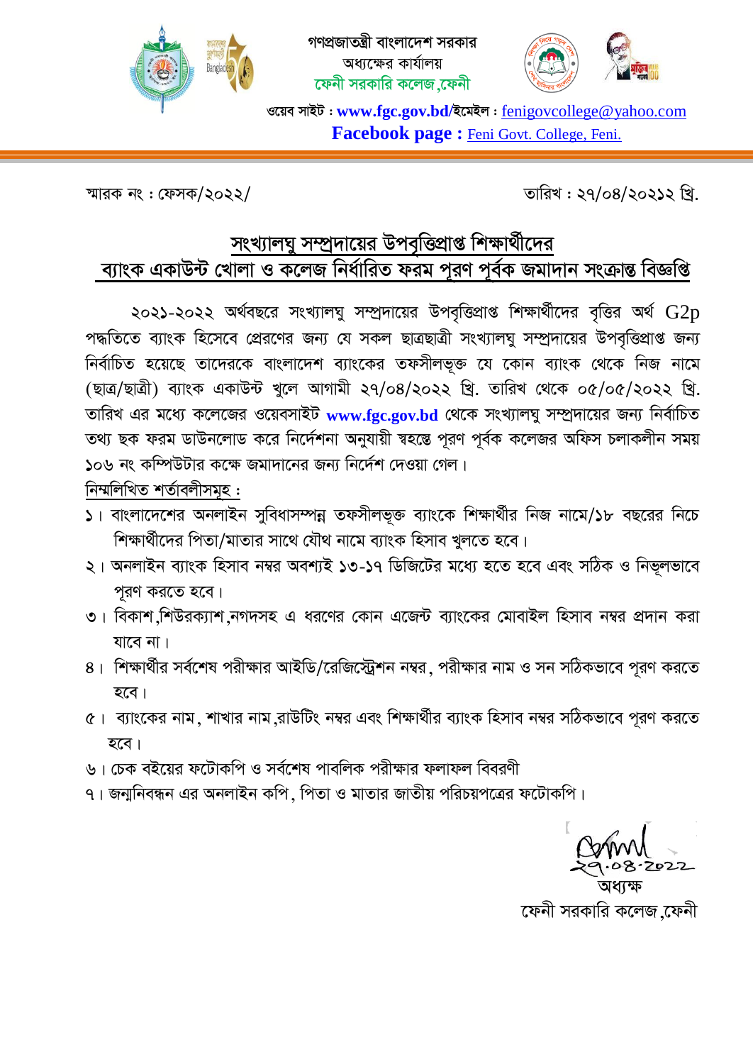গণপ্রজাতন্ত্রী বাংলাদেশ সরকার
অধ্যক্ষের কার্যালয়
ফেনী সরকারি কলেজ,ফেনী

ওয়েব সাইট : **www.fgc.gov.bd**/ইমেইল : fenigovcollege@yahoo.com
**Facebook page :** Feni Govt. College, Feni.

স্মারক নং : ফেসক/২০২২/

তারিখ : ২৭/০৪/২০২১২ খ্রি.

## সংখ্যালঘু সম্প্রদায়ের উপবৃত্তিপ্রাপ্ত শিক্ষার্থীদের ব্যাংক একাউন্ট খোলা ও কলেজ নির্ধারিত ফরম পূরণ পূর্বক জমাদান সংক্রান্ত বিজ্ঞপ্তি

২০২১-২০২২ অর্থবছরে সংখ্যালঘু সম্প্রদায়ের উপবৃত্তিপ্রাপ্ত শিক্ষার্থীদের বৃত্তির অর্থ G2p পদ্ধতিতে ব্যাংক হিসেবে প্রেরণের জন্য যে সকল ছাত্রছাত্রী সংখ্যালঘু সম্প্রদায়ের উপবৃত্তিপ্রাপ্ত জন্য নির্বাচিত হয়েছে তাদেরকে বাংলাদেশ ব্যাংকের তফসীলভূক্ত যে কোন ব্যাংক থেকে নিজ নামে (ছাত্র/ছাত্রী) ব্যাংক একাউন্ট খুলে আগামী ২৭/০৪/২০২২ খ্রি. তারিখ থেকে ০৫/০৫/২০২২ খ্রি. তারিখ এর মধ্যে কলেজের ওয়েবসাইট **www.fgc.gov.bd** থেকে সংখ্যালঘু সম্প্রদায়ের জন্য নির্বাচিত তথ্য ছক ফরম ডাউনলোড করে নির্দেশনা অনুযায়ী স্বহস্তে পূরণ পূর্বক কলেজের অফিস চলাকলীন সময় ১০৬ নং কম্পিউটার কক্ষে জমাদানের জন্য নির্দেশ দেওয়া গেল।

নিম্নলিখিত শর্তাবলীসমূহ :

১। বাংলাদেশের অনলাইন সুবিধাসম্পন্ন তফসীলভূক্ত ব্যাংকে শিক্ষার্থীর নিজ নামে/১৮ বছরের নিচে শিক্ষার্থীদের পিতা/মাতার সাথে যৌথ নামে ব্যাংক হিসাব খুলতে হবে।

২। অনলাইন ব্যাংক হিসাব নম্বর অবশ্যই ১৩-১৭ ডিজিটের মধ্যে হতে হবে এবং সঠিক ও নির্ভুলভাবে পূরণ করতে হবে।

৩। বিকাশ,শিউরক্যাশ,নগদসহ এ ধরণের কোন এজেন্ট ব্যাংকের মোবাইল হিসাব নম্বর প্রদান করা যাবে না।

৪। শিক্ষার্থীর সর্বশেষ পরীক্ষার আইডি/রেজিস্ট্রেশন নম্বর, পরীক্ষার নাম ও সন সঠিকভাবে পূরণ করতে হবে।

৫। ব্যাংকের নাম, শাখার নাম,রাউটিং নম্বর এবং শিক্ষার্থীর ব্যাংক হিসাব নম্বর সঠিকভাবে পূরণ করতে হবে।

৬। চেক বইয়ের ফটোকপি ও সর্বশেষ পাবলিক পরীক্ষার ফলাফল বিবরণী

৭। জন্মনিবন্ধন এর অনলাইন কপি, পিতা ও মাতার জাতীয় পরিচয়পত্রের ফটোকপি।

২৭.০৪.২০২২
অধ্যক্ষ
ফেনী সরকারি কলেজ,ফেনী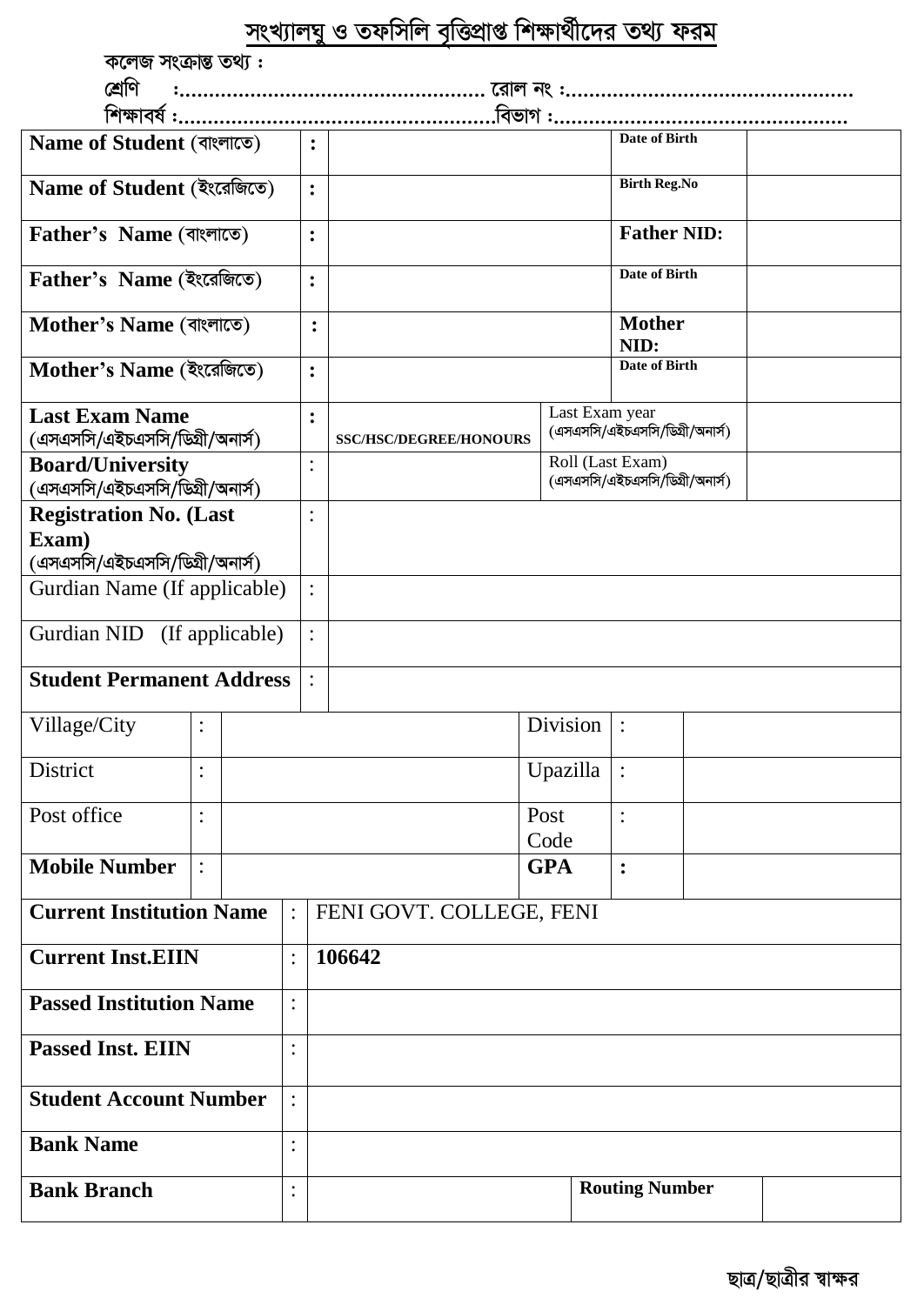# সংখ্যালঘু ও তফসিলি বৃত্তিপ্রাপ্ত শিক্ষার্থীদের তথ্য ফরম

কলেজ সংক্রান্ত তথ্য :

শ্রেণি :.................................................. রোল নং :...............................................

শিক্ষাবর্ষ :...................................................বিভাগ :................................................

| | | | | |
|---|---|---|---|---|
| **Name of Student** (বাংলাতে) | : | | **Date of Birth** | |
| **Name of Student** (ইংরেজিতে) | : | | **Birth Reg.No** | |
| **Father's Name** (বাংলাতে) | : | | **Father NID:** | |
| **Father's Name** (ইংরেজিতে) | : | | **Date of Birth** | |
| **Mother's Name** (বাংলাতে) | : | | **Mother NID:** | |
| **Mother's Name** (ইংরেজিতে) | : | | **Date of Birth** | |
| **Last Exam Name** (এসএসসি/এইচএসসি/ডিগ্রী/অনার্স) | : | **SSC/HSC/DEGREE/HONOURS** | Last Exam year (এসএসসি/এইচএসসি/ডিগ্রী/অনার্স) | |
| **Board/University** (এসএসসি/এইচএসসি/ডিগ্রী/অনার্স) | : | | Roll (Last Exam) (এসএসসি/এইচএসসি/ডিগ্রী/অনার্স) | |
| **Registration No. (Last Exam)** (এসএসসি/এইচএসসি/ডিগ্রী/অনার্স) | : | | | |
| Gurdian Name (If applicable) | : | | | |
| Gurdian NID (If applicable) | : | | | |
| **Student Permanent Address** | : | | | |

| | | | | | |
|---|---|---|---|---|---|
| Village/City | : | | Division | : | |
| District | : | | Upazilla | : | |
| Post office | : | | Post Code | : | |
| **Mobile Number** | : | | **GPA** | **:** | |

| | | | | |
|---|---|---|---|---|
| **Current Institution Name** | : | FENI GOVT. COLLEGE, FENI | | |
| **Current Inst.EIIN** | : | **106642** | | |
| **Passed Institution Name** | : | | | |
| **Passed Inst. EIIN** | : | | | |
| **Student Account Number** | : | | | |
| **Bank Name** | : | | | |
| **Bank Branch** | : | | **Routing Number** | |

ছাত্র/ছাত্রীর স্বাক্ষর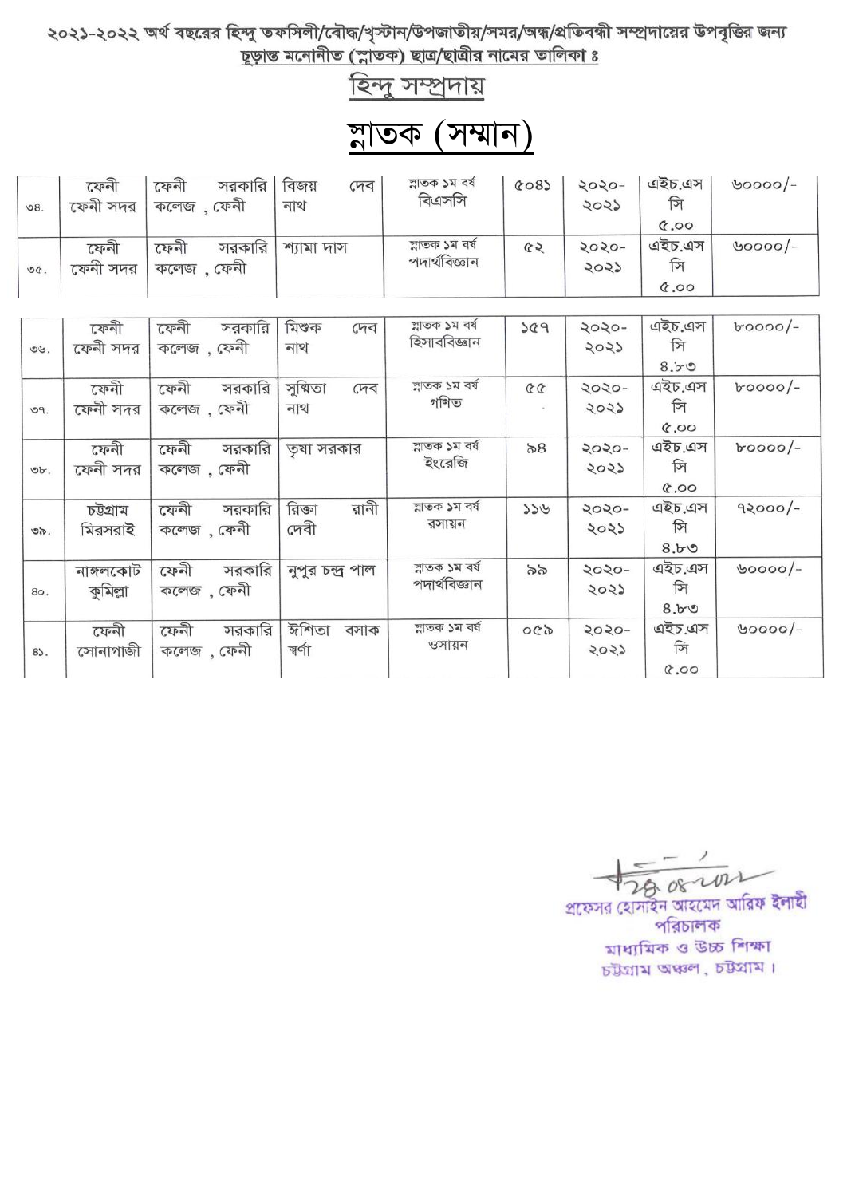২০২১-২০২২ অর্থ বছরের হিন্দু তফসিলী/বৌদ্ধ/খৃস্টান/উপজাতীয়/সমর/অন্ধ/প্রতিবন্ধী সম্প্রদায়ের উপবৃত্তির জন্য চূড়ান্ত মনোনীত (স্নাতক) ছাত্র/ছাত্রীর নামের তালিকা ঃ

## হিন্দু সম্প্রদায়

# স্নাতক (সম্মান)

| | | | | | | | | |
|---|---|---|---|---|---|---|---|---|
| ৩৪. | ফেনী ফেনী সদর | ফেনী সরকারি কলেজ , ফেনী | বিজয় দেব নাথ | স্নাতক ১ম বর্ষ বিএসসি | ৫০৪১ | ২০২০-২০২১ | এইচ.এস সি ৫.০০ | ৬০০০০/- |
| ৩৫. | ফেনী ফেনী সদর | ফেনী সরকারি কলেজ , ফেনী | শ্যামা দাস | স্নাতক ১ম বর্ষ পদার্থবিজ্ঞান | ৫২ | ২০২০-২০২১ | এইচ.এস সি ৫.০০ | ৬০০০০/- |
| ৩৬. | ফেনী ফেনী সদর | ফেনী সরকারি কলেজ , ফেনী | মিশুক দেব নাথ | স্নাতক ১ম বর্ষ হিসাববিজ্ঞান | ১৫৭ | ২০২০-২০২১ | এইচ.এস সি ৪.৮৩ | ৮০০০০/- |
| ৩৭. | ফেনী ফেনী সদর | ফেনী সরকারি কলেজ , ফেনী | সুস্মিতা দেব নাথ | স্নাতক ১ম বর্ষ গণিত | ৫৫ | ২০২০-২০২১ | এইচ.এস সি ৫.০০ | ৮০০০০/- |
| ৩৮. | ফেনী ফেনী সদর | ফেনী সরকারি কলেজ , ফেনী | তৃষা সরকার | স্নাতক ১ম বর্ষ ইংরেজি | ৯৪ | ২০২০-২০২১ | এইচ.এস সি ৫.০০ | ৮০০০০/- |
| ৩৯. | চট্টগ্রাম মিরসরাই | ফেনী সরকারি কলেজ , ফেনী | রিক্তা রানী দেবী | স্নাতক ১ম বর্ষ রসায়ন | ১১৬ | ২০২০-২০২১ | এইচ.এস সি ৪.৮৩ | ৭২০০০/- |
| ৪০. | নাঙ্গলকোট কুমিল্লা | ফেনী সরকারি কলেজ , ফেনী | নুপুর চন্দ্র পাল | স্নাতক ১ম বর্ষ পদার্থবিজ্ঞান | ৯৯ | ২০২০-২০২১ | এইচ.এস সি ৪.৮৩ | ৬০০০০/- |
| ৪১. | ফেনী সোনাগাজী | ফেনী সরকারি কলেজ , ফেনী | ঈশিতা বসাক স্বর্ণা | স্নাতক ১ম বর্ষ ওসায়ন | ০৫৯ | ২০২০-২০২১ | এইচ.এস সি ৫.০০ | ৬০০০০/- |

২৪.০৮.২০২২

প্রফেসর হোসাইন আহমেদ আরিফ ইলাহী
পরিচালক
মাধ্যমিক ও উচ্চ শিক্ষা
চট্টগ্রাম অঞ্চল , চট্টগ্রাম ।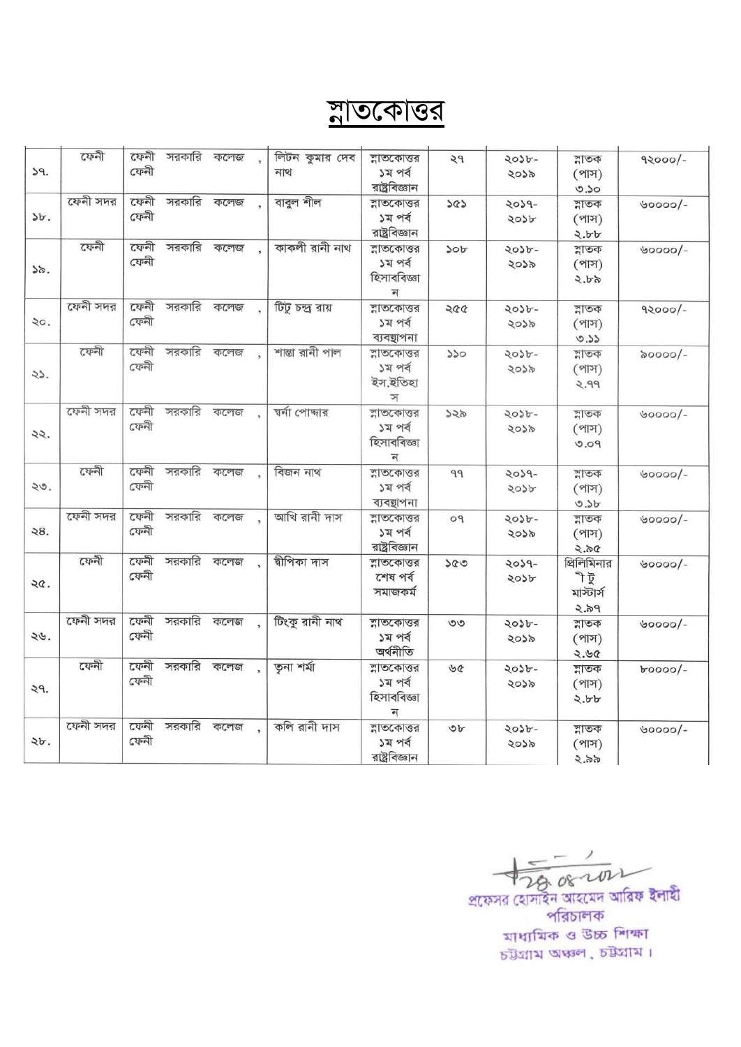# স্নাতকোত্তর

| | | | | | | | | |
|---|---|---|---|---|---|---|---|---|
| ১৭. | ফেনী | ফেনী সরকারি কলেজ , ফেনী | লিটন কুমার দেব নাথ | স্নাতকোত্তর ১ম পর্ব রাষ্ট্রবিজ্ঞান | ২৭ | ২০১৮-২০১৯ | স্নাতক (পাস) ৩.১০ | ৭২০০০/- |
| ১৮. | ফেনী সদর | ফেনী সরকারি কলেজ , ফেনী | বাবুল শীল | স্নাতকোত্তর ১ম পর্ব রাষ্ট্রবিজ্ঞান | ১৫১ | ২০১৭-২০১৮ | স্নাতক (পাস) ২.৮৮ | ৬০০০০/- |
| ১৯. | ফেনী | ফেনী সরকারি কলেজ , ফেনী | কাকলী রানী নাথ | স্নাতকোত্তর ১ম পর্ব হিসাববিজ্ঞান | ১০৮ | ২০১৮-২০১৯ | স্নাতক (পাস) ২.৮৯ | ৬০০০০/- |
| ২০. | ফেনী সদর | ফেনী সরকারি কলেজ , ফেনী | টিটু চন্দ্র রায় | স্নাতকোত্তর ১ম পর্ব ব্যবস্থাপনা | ২৫৫ | ২০১৮-২০১৯ | স্নাতক (পাস) ৩.১১ | ৭২০০০/- |
| ২১. | ফেনী | ফেনী সরকারি কলেজ , ফেনী | শান্তা রানী পাল | স্নাতকোত্তর ১ম পর্ব ইস.ইতিহাস | ১১০ | ২০১৮-২০১৯ | স্নাতক (পাস) ২.৭৭ | ৯০০০০/- |
| ২২. | ফেনী সদর | ফেনী সরকারি কলেজ , ফেনী | স্বর্না পোদ্দার | স্নাতকোত্তর ১ম পর্ব হিসাববিজ্ঞান | ১২৯ | ২০১৮-২০১৯ | স্নাতক (পাস) ৩.০৭ | ৬০০০০/- |
| ২৩. | ফেনী | ফেনী সরকারি কলেজ , ফেনী | বিজন নাথ | স্নাতকোত্তর ১ম পর্ব ব্যবস্থাপনা | ৭৭ | ২০১৭-২০১৮ | স্নাতক (পাস) ৩.১৮ | ৬০০০০/- |
| ২৪. | ফেনী সদর | ফেনী সরকারি কলেজ , ফেনী | আখি রানী দাস | স্নাতকোত্তর ১ম পর্ব রাষ্ট্রবিজ্ঞান | ০৭ | ২০১৮-২০১৯ | স্নাতক (পাস) ২.৯৫ | ৬০০০০/- |
| ২৫. | ফেনী | ফেনী সরকারি কলেজ , ফেনী | দীপিকা দাস | স্নাতকোত্তর শেষ পর্ব সমাজকর্ম | ১৫৩ | ২০১৭-২০১৮ | প্রিলিমিনারী টু মাস্টার্স ২.৯৭ | ৬০০০০/- |
| ২৬. | ফেনী সদর | ফেনী সরকারি কলেজ , ফেনী | টিংকু রানী নাথ | স্নাতকোত্তর ১ম পর্ব অর্থনীতি | ৩৩ | ২০১৮-২০১৯ | স্নাতক (পাস) ২.৬৫ | ৬০০০০/- |
| ২৭. | ফেনী | ফেনী সরকারি কলেজ , ফেনী | তৃনা শর্মা | স্নাতকোত্তর ১ম পর্ব হিসাববিজ্ঞান | ৬৫ | ২০১৮-২০১৯ | স্নাতক (পাস) ২.৮৮ | ৮০০০০/- |
| ২৮. | ফেনী সদর | ফেনী সরকারি কলেজ , ফেনী | কলি রানী দাস | স্নাতকোত্তর ১ম পর্ব রাষ্ট্রবিজ্ঞান | ৩৮ | ২০১৮-২০১৯ | স্নাতক (পাস) ২.৯৯ | ৬০০০০/- |

২৪.০৮.২০২২

প্রফেসর হোসাইন আহমেদ আরিফ ইলাহী
পরিচালক
মাধ্যমিক ও উচ্চ শিক্ষা
চট্টগ্রাম অঞ্চল, চট্টগ্রাম।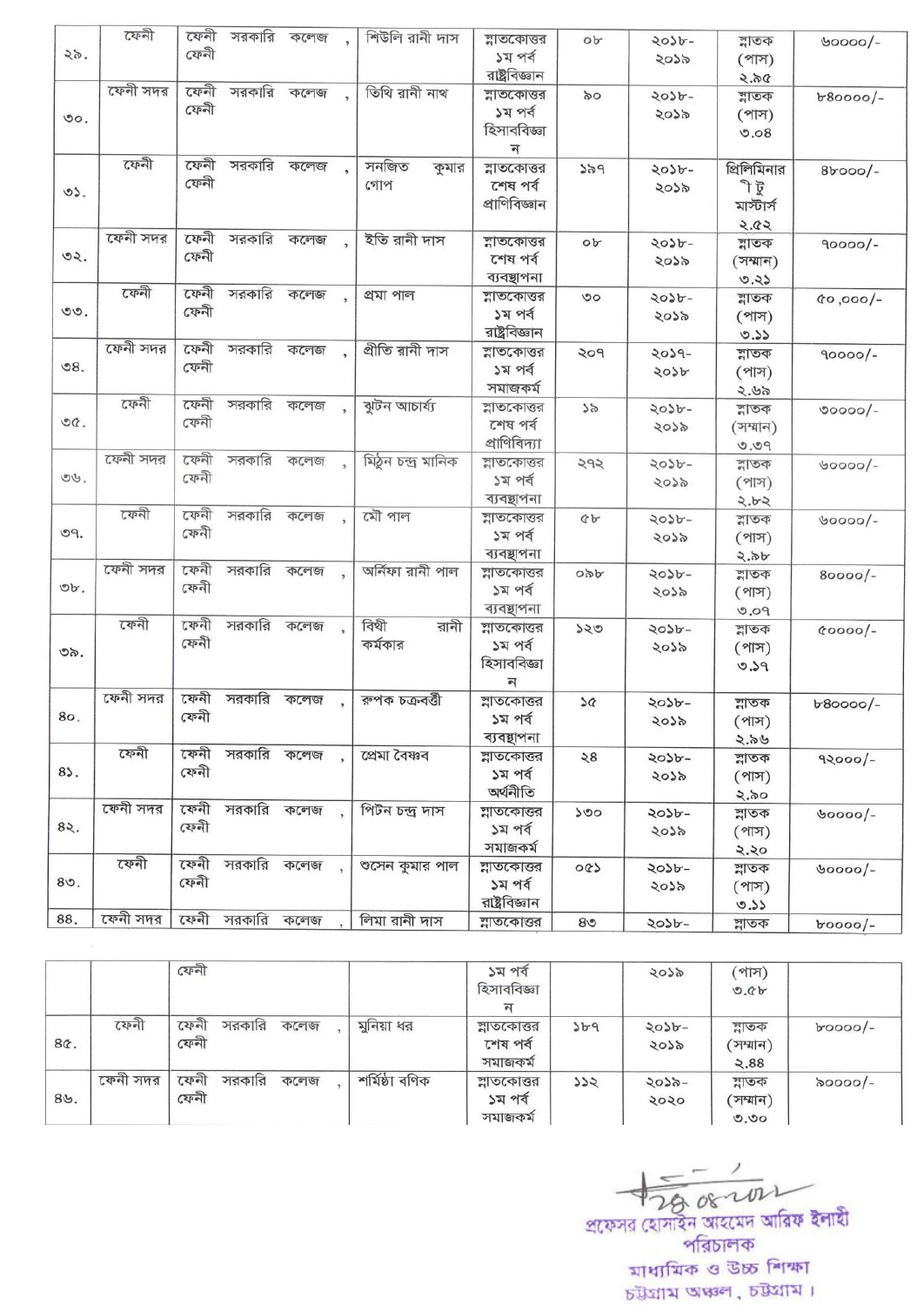| ২৯. | ফেনী | ফেনী সরকারি কলেজ, ফেনী | শিউলি রানী দাস | স্নাতকোত্তর ১ম পর্ব রাষ্ট্রবিজ্ঞান | ০৮ | ২০১৮-২০১৯ | স্নাতক (পাস) ২.৯৫ | ৬০০০০/- |
|---|---|---|---|---|---|---|---|---|
| ৩০. | ফেনী সদর | ফেনী সরকারি কলেজ, ফেনী | তিথি রানী নাথ | স্নাতকোত্তর ১ম পর্ব হিসাববিজ্ঞান | ৯০ | ২০১৮-২০১৯ | স্নাতক (পাস) ৩.০৪ | ৮৪০০০/- |
| ৩১. | ফেনী | ফেনী সরকারি কলেজ, ফেনী | সনজিত কুমার গোপ | স্নাতকোত্তর শেষ পর্ব প্রাণিবিজ্ঞান | ১৯৭ | ২০১৮-২০১৯ | প্রিলিমিনার ী টু মাস্টার্স ২.৫২ | ৪৮০০০/- |
| ৩২. | ফেনী সদর | ফেনী সরকারি কলেজ, ফেনী | ইতি রানী দাস | স্নাতকোত্তর শেষ পর্ব ব্যবস্থাপনা | ০৮ | ২০১৮-২০১৯ | স্নাতক (সম্মান) ৩.২১ | ৭০০০০/- |
| ৩৩. | ফেনী | ফেনী সরকারি কলেজ, ফেনী | প্রমা পাল | স্নাতকোত্তর ১ম পর্ব রাষ্ট্রবিজ্ঞান | ৩০ | ২০১৮-২০১৯ | স্নাতক (পাস) ৩.১১ | ৫০,০০০/- |
| ৩৪. | ফেনী সদর | ফেনী সরকারি কলেজ, ফেনী | প্রীতি রানী দাস | স্নাতকোত্তর ১ম পর্ব সমাজকর্ম | ২০৭ | ২০১৭-২০১৮ | স্নাতক (পাস) ২.৬৯ | ৭০০০০/- |
| ৩৫. | ফেনী | ফেনী সরকারি কলেজ, ফেনী | ঝুটন আচার্য্য | স্নাতকোত্তর শেষ পর্ব প্রাণিবিদ্যা | ১৯ | ২০১৮-২০১৯ | স্নাতক (সম্মান) ৩.৩৭ | ৩০০০০/- |
| ৩৬. | ফেনী সদর | ফেনী সরকারি কলেজ, ফেনী | মিঠুন চন্দ্র মানিক | স্নাতকোত্তর ১ম পর্ব ব্যবস্থাপনা | ২৭২ | ২০১৮-২০১৯ | স্নাতক (পাস) ২.৮২ | ৬০০০০/- |
| ৩৭. | ফেনী | ফেনী সরকারি কলেজ, ফেনী | মৌ পাল | স্নাতকোত্তর ১ম পর্ব ব্যবস্থাপনা | ৫৮ | ২০১৮-২০১৯ | স্নাতক (পাস) ২.৯৮ | ৬০০০০/- |
| ৩৮. | ফেনী সদর | ফেনী সরকারি কলেজ, ফেনী | অর্নিফা রানী পাল | স্নাতকোত্তর ১ম পর্ব ব্যবস্থাপনা | ০৯৮ | ২০১৮-২০১৯ | স্নাতক (পাস) ৩.০৭ | ৪০০০০/- |
| ৩৯. | ফেনী | ফেনী সরকারি কলেজ, ফেনী | বিথী রানী কর্মকার | স্নাতকোত্তর ১ম পর্ব হিসাববিজ্ঞান | ১২৩ | ২০১৮-২০১৯ | স্নাতক (পাস) ৩.১৭ | ৫০০০০/- |
| ৪০. | ফেনী সদর | ফেনী সরকারি কলেজ, ফেনী | রুপক চক্রবর্তী | স্নাতকোত্তর ১ম পর্ব ব্যবস্থাপনা | ১৫ | ২০১৮-২০১৯ | স্নাতক (পাস) ২.৯৬ | ৮৪০০০/- |
| ৪১. | ফেনী | ফেনী সরকারি কলেজ, ফেনী | প্রেমা বৈষ্ণব | স্নাতকোত্তর ১ম পর্ব অর্থনীতি | ২৪ | ২০১৮-২০১৯ | স্নাতক (পাস) ২.৯০ | ৭২০০০/- |
| ৪২. | ফেনী সদর | ফেনী সরকারি কলেজ, ফেনী | পিটন চন্দ্র দাস | স্নাতকোত্তর ১ম পর্ব সমাজকর্ম | ১৩০ | ২০১৮-২০১৯ | স্নাতক (পাস) ২.২০ | ৬০০০০/- |
| ৪৩. | ফেনী | ফেনী সরকারি কলেজ, ফেনী | শুসেন কুমার পাল | স্নাতকোত্তর ১ম পর্ব রাষ্ট্রবিজ্ঞান | ০৫১ | ২০১৮-২০১৯ | স্নাতক (পাস) ৩.১১ | ৬০০০০/- |
| ৪৪. | ফেনী সদর | ফেনী সরকারি কলেজ, ফেনী | লিমা রানী দাস | স্নাতকোত্তর ১ম পর্ব হিসাববিজ্ঞান | ৪৩ | ২০১৮-২০১৯ | স্নাতক (পাস) ৩.৫৮ | ৮০০০০/- |
| ৪৫. | ফেনী | ফেনী সরকারি কলেজ, ফেনী | মুনিয়া ধর | স্নাতকোত্তর শেষ পর্ব সমাজকর্ম | ১৮৭ | ২০১৮-২০১৯ | স্নাতক (সম্মান) ২.৪৪ | ৮০০০০/- |
| ৪৬. | ফেনী সদর | ফেনী সরকারি কলেজ, ফেনী | শর্মিষ্ঠা বণিক | স্নাতকোত্তর ১ম পর্ব সমাজকর্ম | ১১২ | ২০১৯-২০২০ | স্নাতক (সম্মান) ৩.৩০ | ৯০০০০/- |

২৪.০৪.২০২২

প্রফেসর হোসাইন আহমেদ আরিফ ইলাহী
পরিচালক
মাধ্যমিক ও উচ্চ শিক্ষা
চট্টগ্রাম অঞ্চল, চট্টগ্রাম।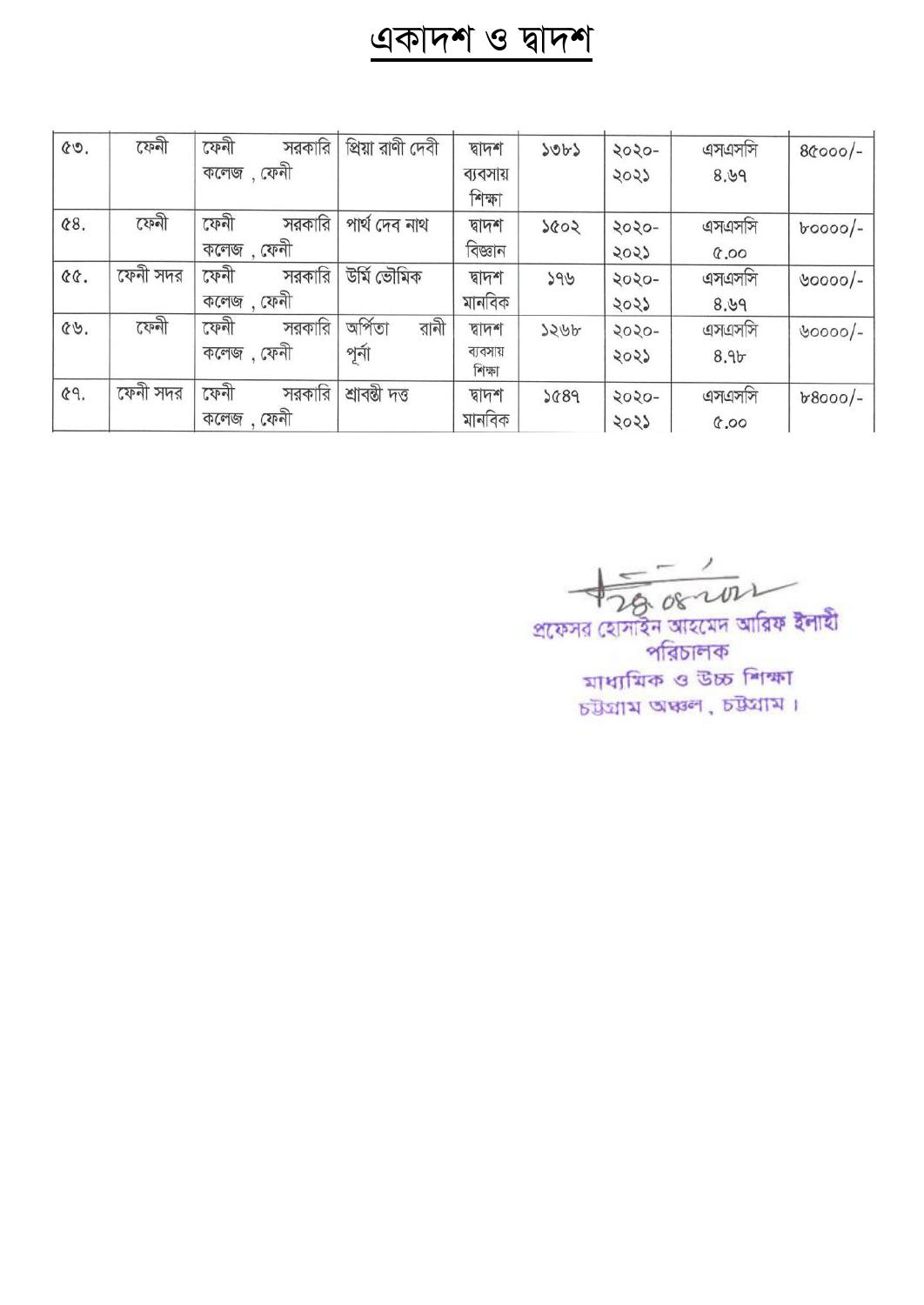# একাদশ ও দ্বাদশ

| | | | | | | | | |
|---|---|---|---|---|---|---|---|---|
| ৫৩. | ফেনী | ফেনী সরকারি কলেজ , ফেনী | প্রিয়া রাণী দেবী | দ্বাদশ ব্যবসায় শিক্ষা | ১৩৮১ | ২০২০-২০২১ | এসএসসি ৪.৬৭ | ৪৫০০০/- |
| ৫৪. | ফেনী | ফেনী সরকারি কলেজ , ফেনী | পার্থ দেব নাথ | দ্বাদশ বিজ্ঞান | ১৫০২ | ২০২০-২০২১ | এসএসসি ৫.০০ | ৮০০০০/- |
| ৫৫. | ফেনী সদর | ফেনী সরকারি কলেজ , ফেনী | উর্মি ভৌমিক | দ্বাদশ মানবিক | ১৭৬ | ২০২০-২০২১ | এসএসসি ৪.৬৭ | ৬০০০০/- |
| ৫৬. | ফেনী | ফেনী সরকারি কলেজ , ফেনী | অর্পিতা রানী পূর্না | দ্বাদশ ব্যবসায় শিক্ষা | ১২৬৮ | ২০২০-২০২১ | এসএসসি ৪.৭৮ | ৬০০০০/- |
| ৫৭. | ফেনী সদর | ফেনী সরকারি কলেজ , ফেনী | শ্রাবন্তী দত্ত | দ্বাদশ মানবিক | ১৫৪৭ | ২০২০-২০২১ | এসএসসি ৫.০০ | ৮৪০০০/- |

28.08.2022

প্রফেসর হোসাইন আহমেদ আরিফ ইলাহী
পরিচালক
মাধ্যমিক ও উচ্চ শিক্ষা
চট্টগ্রাম অঞ্চল , চট্টগ্রাম ।